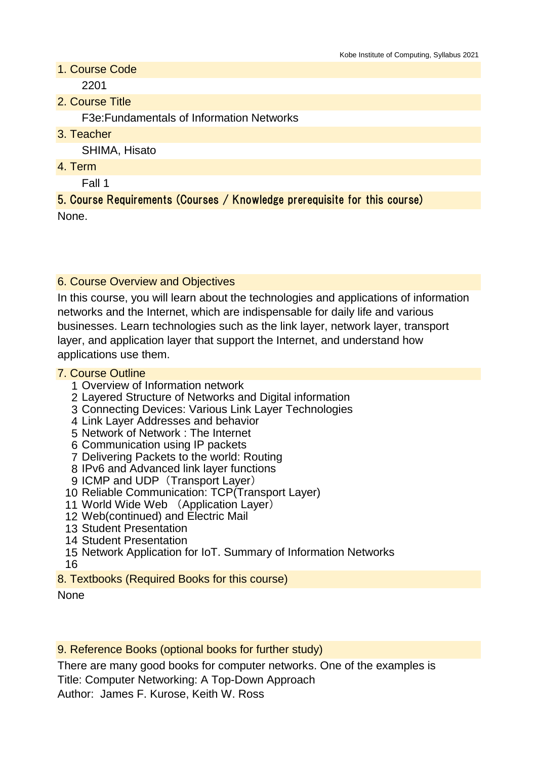## 1. Course Code

2201

## 2. Course Title

F3e:Fundamentals of Information Networks

## 3. Teacher

SHIMA, Hisato

## 4. Term

Fall 1

## 5. Course Requirements (Courses / Knowledge prerequisite for this course)

None.

## 6. Course Overview and Objectives

In this course, you will learn about the technologies and applications of information networks and the Internet, which are indispensable for daily life and various businesses. Learn technologies such as the link layer, network layer, transport layer, and application layer that support the Internet, and understand how applications use them.

## 7. Course Outline

1. Overview of Information network
2. Layered Structure of Networks and Digital information
3. Connecting Devices: Various Link Layer Technologies
4. Link Layer Addresses and behavior
5. Network of Network : The Internet
6. Communication using IP packets
7. Delivering Packets to the world: Routing
8. IPv6 and Advanced link layer functions
9. ICMP and UDP（Transport Layer）
10. Reliable Communication: TCP(Transport Layer)
11. World Wide Web （Application Layer）
12. Web(continued) and Electric Mail
13. Student Presentation
14. Student Presentation
15. Network Application for IoT. Summary of Information Networks
16. 

## 8. Textbooks (Required Books for this course)

None

## 9. Reference Books (optional books for further study)

There are many good books for computer networks. One of the examples is
Title: Computer Networking: A Top-Down Approach
Author: James F. Kurose, Keith W. Ross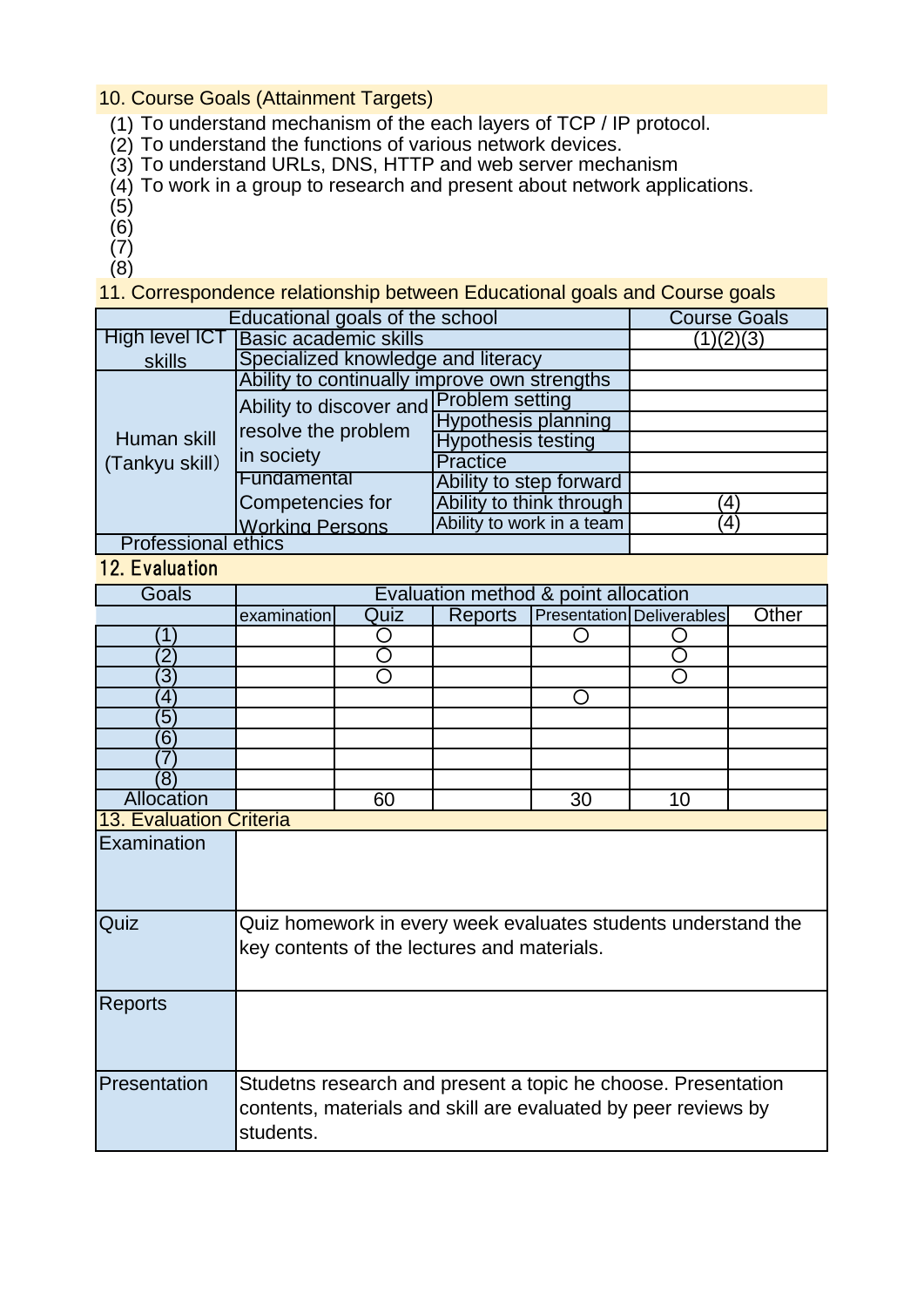## 10. Course Goals (Attainment Targets)

(1) To understand mechanism of the each layers of TCP / IP protocol.
(2) To understand the functions of various network devices.
(3) To understand URLs, DNS, HTTP and web server mechanism
(4) To work in a group to research and present about network applications.
(5)
(6)
(7)
(8)

## 11. Correspondence relationship between Educational goals and Course goals

| Educational goals of the school | | | Course Goals |
|---|---|---|---|
| High level ICT skills | Basic academic skills | | (1)(2)(3) |
| | Specialized knowledge and literacy | | |
| Human skill (Tankyu skill) | Ability to continually improve own strengths | | |
| | Ability to discover and resolve the problem in society | Problem setting | |
| | | Hypothesis planning | |
| | | Hypothesis testing | |
| | | Practice | |
| | Fundamental Competencies for Working Persons | Ability to step forward | |
| | | Ability to think through | (4) |
| | | Ability to work in a team | (4) |
| Professional ethics | | | |

## 12. Evaluation

| Goals | Evaluation method & point allocation | | | | | |
|---|---|---|---|---|---|---|
| | examination | Quiz | Reports | Presentation | Deliverables | Other |
| (1) | | ○ | | ○ | ○ | |
| (2) | | ○ | | | ○ | |
| (3) | | ○ | | | ○ | |
| (4) | | | | ○ | | |
| (5) | | | | | | |
| (6) | | | | | | |
| (7) | | | | | | |
| (8) | | | | | | |
| Allocation | | 60 | | 30 | 10 | |

## 13. Evaluation Criteria

| | |
|---|---|
| Examination | |
| Quiz | Quiz homework in every week evaluates students understand the key contents of the lectures and materials. |
| Reports | |
| Presentation | Studetns research and present a topic he choose. Presentation contents, materials and skill are evaluated by peer reviews by students. |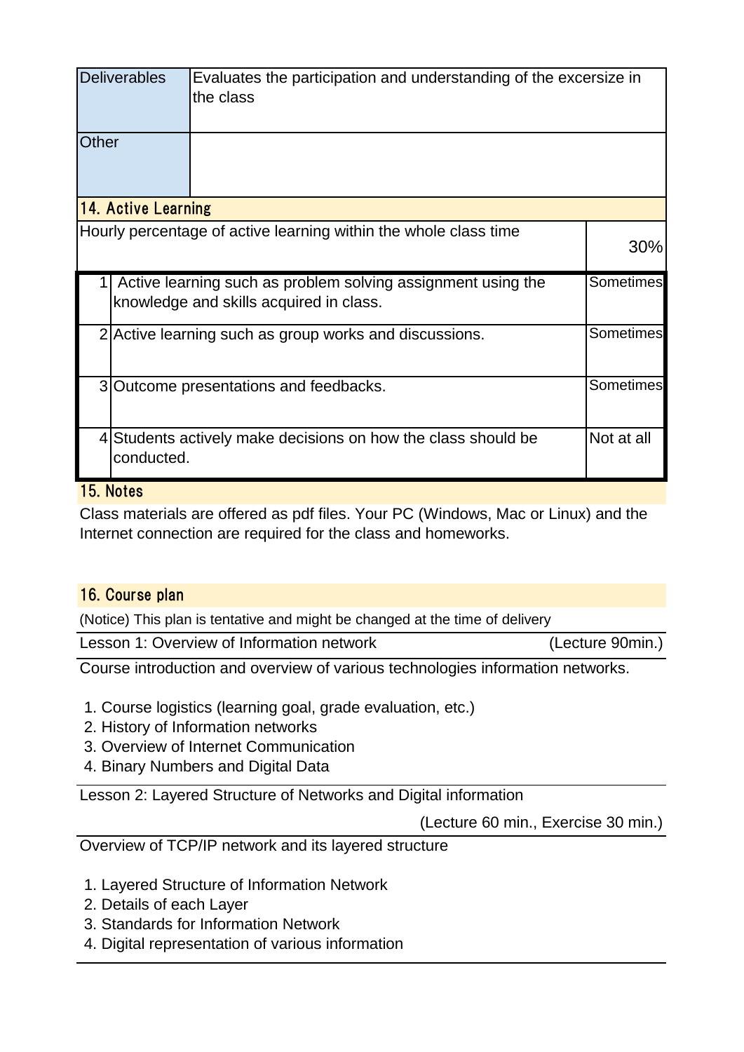| Deliverables | Evaluates the participation and understanding of the excersize in the class |
|---|---|
| Other | |

## 14. Active Learning

| Hourly percentage of active learning within the whole class time | | 30% |
|---|---|---|
| 1 | Active learning such as problem solving assignment using the knowledge and skills acquired in class. | Sometimes |
| 2 | Active learning such as group works and discussions. | Sometimes |
| 3 | Outcome presentations and feedbacks. | Sometimes |
| 4 | Students actively make decisions on how the class should be conducted. | Not at all |

## 15. Notes

Class materials are offered as pdf files. Your PC (Windows, Mac or Linux) and the Internet connection are required for the class and homeworks.

## 16. Course plan

(Notice) This plan is tentative and might be changed at the time of delivery

**Lesson 1: Overview of Information network** (Lecture 90min.)

Course introduction and overview of various technologies information networks.

1. Course logistics (learning goal, grade evaluation, etc.)
2. History of Information networks
3. Overview of Internet Communication
4. Binary Numbers and Digital Data

**Lesson 2: Layered Structure of Networks and Digital information**

(Lecture 60 min., Exercise 30 min.)

Overview of TCP/IP network and its layered structure

1. Layered Structure of Information Network
2. Details of each Layer
3. Standards for Information Network
4. Digital representation of various information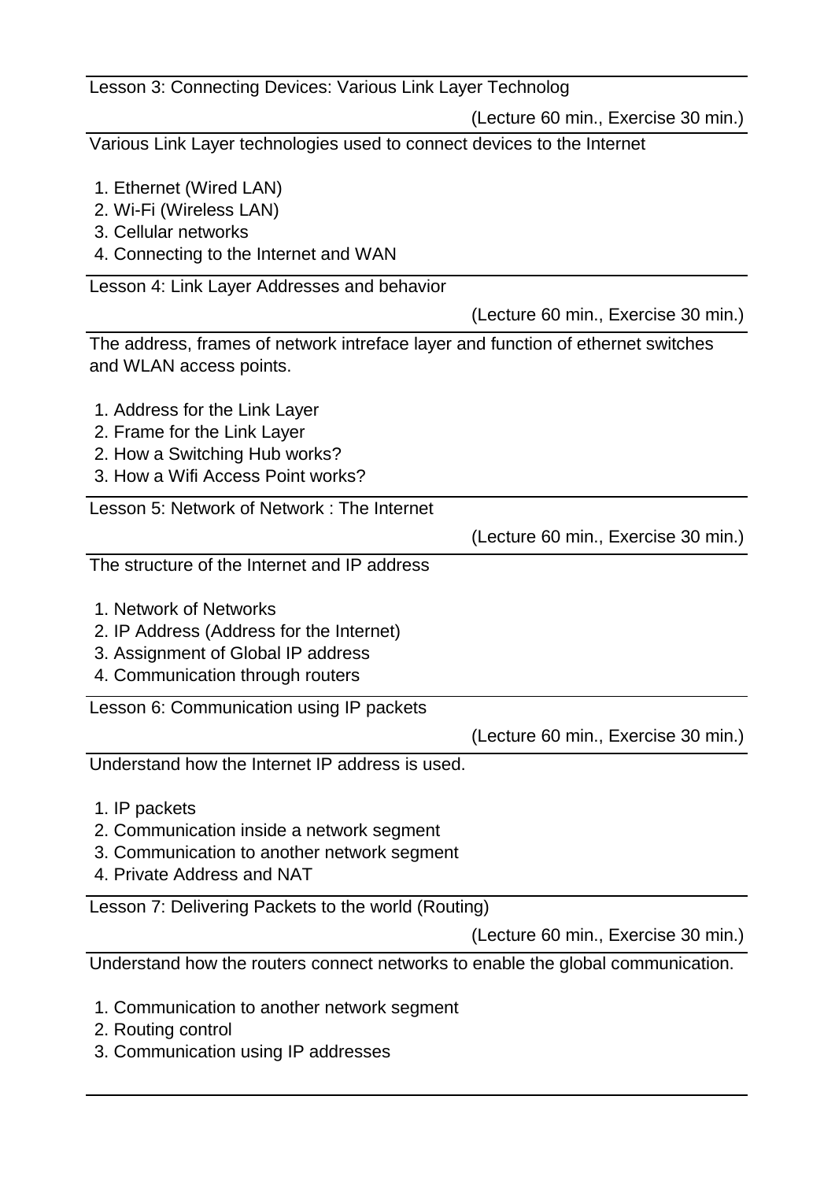Lesson 3: Connecting Devices: Various Link Layer Technolog

(Lecture 60 min., Exercise 30 min.)

Various Link Layer technologies used to connect devices to the Internet

1. Ethernet (Wired LAN)
2. Wi-Fi (Wireless LAN)
3. Cellular networks
4. Connecting to the Internet and WAN

Lesson 4: Link Layer Addresses and behavior

(Lecture 60 min., Exercise 30 min.)

The address, frames of network intreface layer and function of ethernet switches and WLAN access points.

1. Address for the Link Layer
2. Frame for the Link Layer
2. How a Switching Hub works?
3. How a Wifi Access Point works?

Lesson 5: Network of Network : The Internet

(Lecture 60 min., Exercise 30 min.)

The structure of the Internet and IP address

1. Network of Networks
2. IP Address (Address for the Internet)
3. Assignment of Global IP address
4. Communication through routers

Lesson 6: Communication using IP packets

(Lecture 60 min., Exercise 30 min.)

Understand how the Internet IP address is used.

1. IP packets
2. Communication inside a network segment
3. Communication to another network segment
4. Private Address and NAT

Lesson 7: Delivering Packets to the world (Routing)

(Lecture 60 min., Exercise 30 min.)

Understand how the routers connect networks to enable the global communication.

1. Communication to another network segment
2. Routing control
3. Communication using IP addresses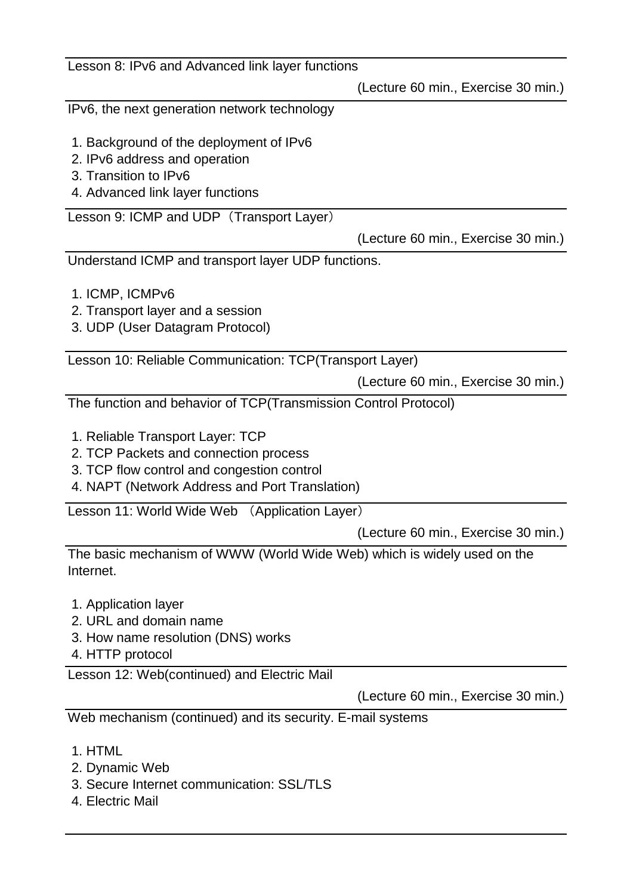### Lesson 8: IPv6 and Advanced link layer functions

(Lecture 60 min., Exercise 30 min.)

IPv6, the next generation network technology

1. Background of the deployment of IPv6
2. IPv6 address and operation
3. Transition to IPv6
4. Advanced link layer functions

### Lesson 9: ICMP and UDP（Transport Layer）

(Lecture 60 min., Exercise 30 min.)

Understand ICMP and transport layer UDP functions.

1. ICMP, ICMPv6
2. Transport layer and a session
3. UDP (User Datagram Protocol)

### Lesson 10: Reliable Communication: TCP(Transport Layer)

(Lecture 60 min., Exercise 30 min.)

The function and behavior of TCP(Transmission Control Protocol)

1. Reliable Transport Layer: TCP
2. TCP Packets and connection process
3. TCP flow control and congestion control
4. NAPT (Network Address and Port Translation)

### Lesson 11: World Wide Web （Application Layer）

(Lecture 60 min., Exercise 30 min.)

The basic mechanism of WWW (World Wide Web) which is widely used on the Internet.

1. Application layer
2. URL and domain name
3. How name resolution (DNS) works
4. HTTP protocol

### Lesson 12: Web(continued) and Electric Mail

(Lecture 60 min., Exercise 30 min.)

Web mechanism (continued) and its security. E-mail systems

1. HTML
2. Dynamic Web
3. Secure Internet communication: SSL/TLS
4. Electric Mail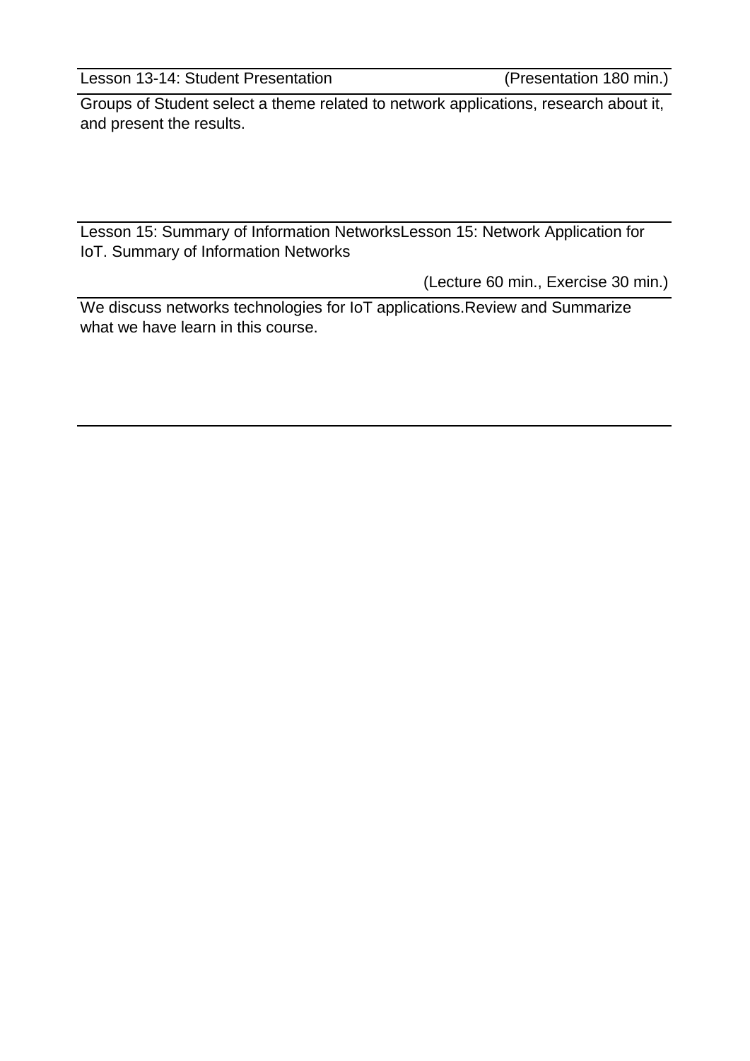Lesson 13-14: Student Presentation (Presentation 180 min.)

Groups of Student select a theme related to network applications, research about it, and present the results.

Lesson 15: Summary of Information NetworksLesson 15: Network Application for IoT. Summary of Information Networks

(Lecture 60 min., Exercise 30 min.)

We discuss networks technologies for IoT applications.Review and Summarize what we have learn in this course.